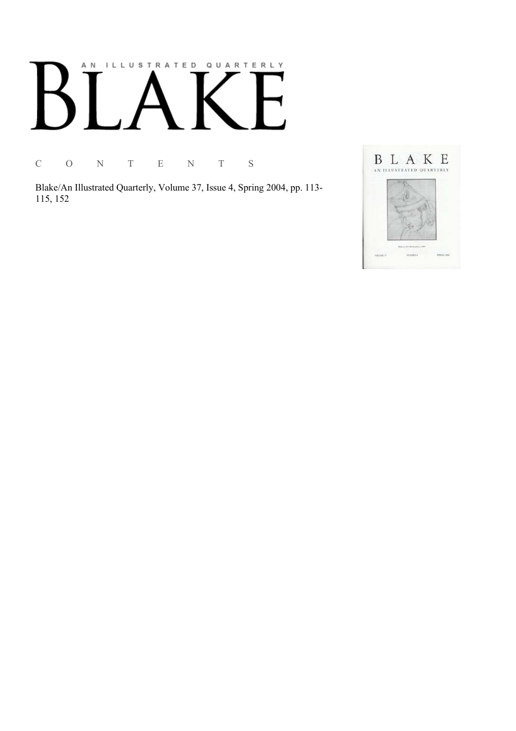# AN ILLUSTRATED QUARTERLY

# BLAKE

C O N T E N T S

Blake/An Illustrated Quarterly, Volume 37, Issue 4, Spring 2004, pp. 113-115, 152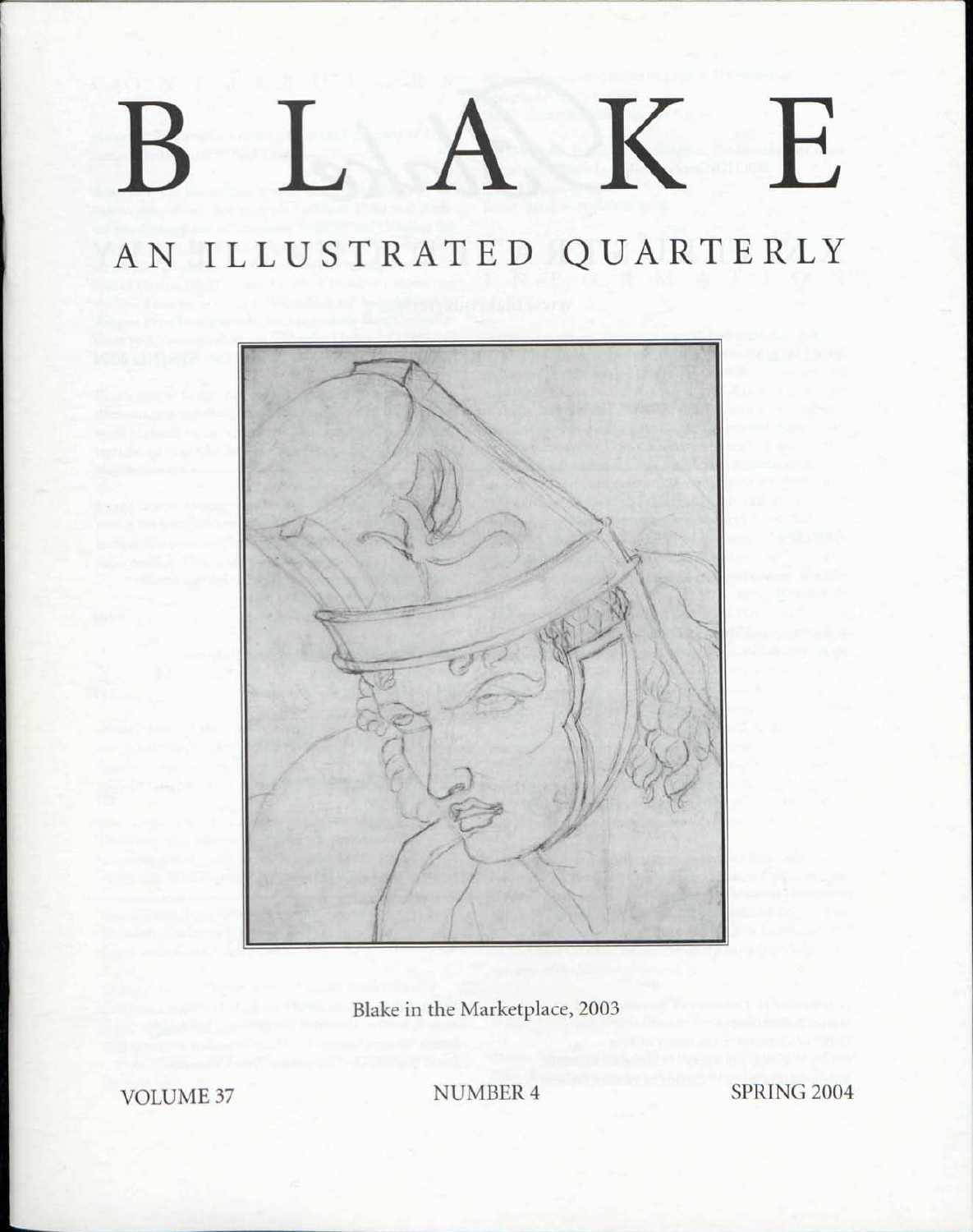# BLAKE

## AN ILLUSTRATED QUARTERLY

Blake in the Marketplace, 2003

VOLUME 37 NUMBER 4 SPRING 2004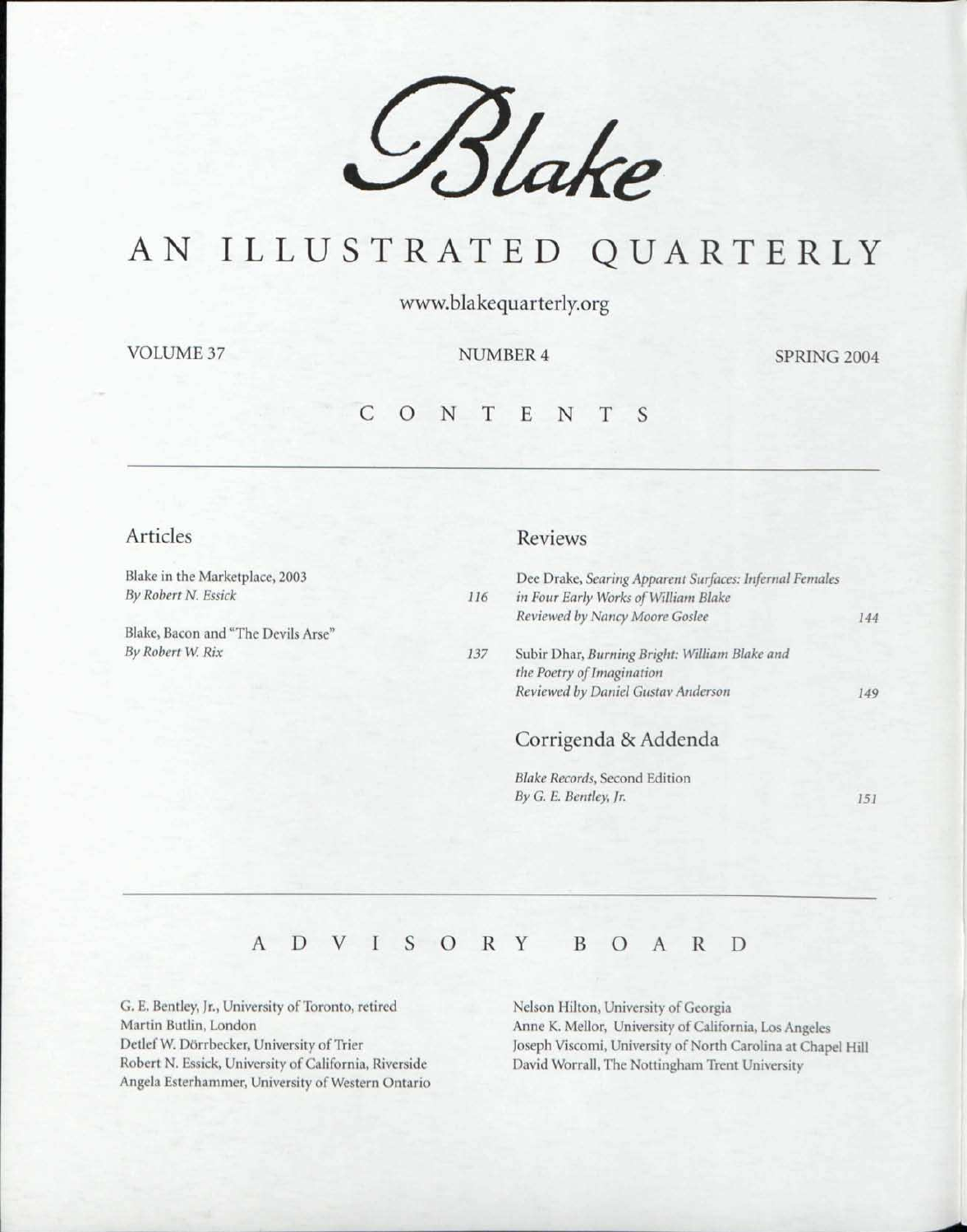# Blake

## AN ILLUSTRATED QUARTERLY

www.blakequarterly.org

VOLUME 37 NUMBER 4 SPRING 2004

## CONTENTS

### Articles

Blake in the Marketplace, 2003
*By Robert N. Essick* 116

Blake, Bacon and "The Devils Arse"
*By Robert W. Rix* 137

### Reviews

Dee Drake, *Searing Apparent Surfaces: Infernal Females in Four Early Works of William Blake*
*Reviewed by Nancy Moore Goslee* 144

Subir Dhar, *Burning Bright: William Blake and the Poetry of Imagination*
*Reviewed by Daniel Gustav Anderson* 149

### Corrigenda & Addenda

*Blake Records*, Second Edition
*By G. E. Bentley, Jr.* 151

## ADVISORY BOARD

G. E. Bentley, Jr., University of Toronto, retired
Martin Butlin, London
Detlef W. Dörrbecker, University of Trier
Robert N. Essick, University of California, Riverside
Angela Esterhammer, University of Western Ontario
Nelson Hilton, University of Georgia
Anne K. Mellor, University of California, Los Angeles
Joseph Viscomi, University of North Carolina at Chapel Hill
David Worrall, The Nottingham Trent University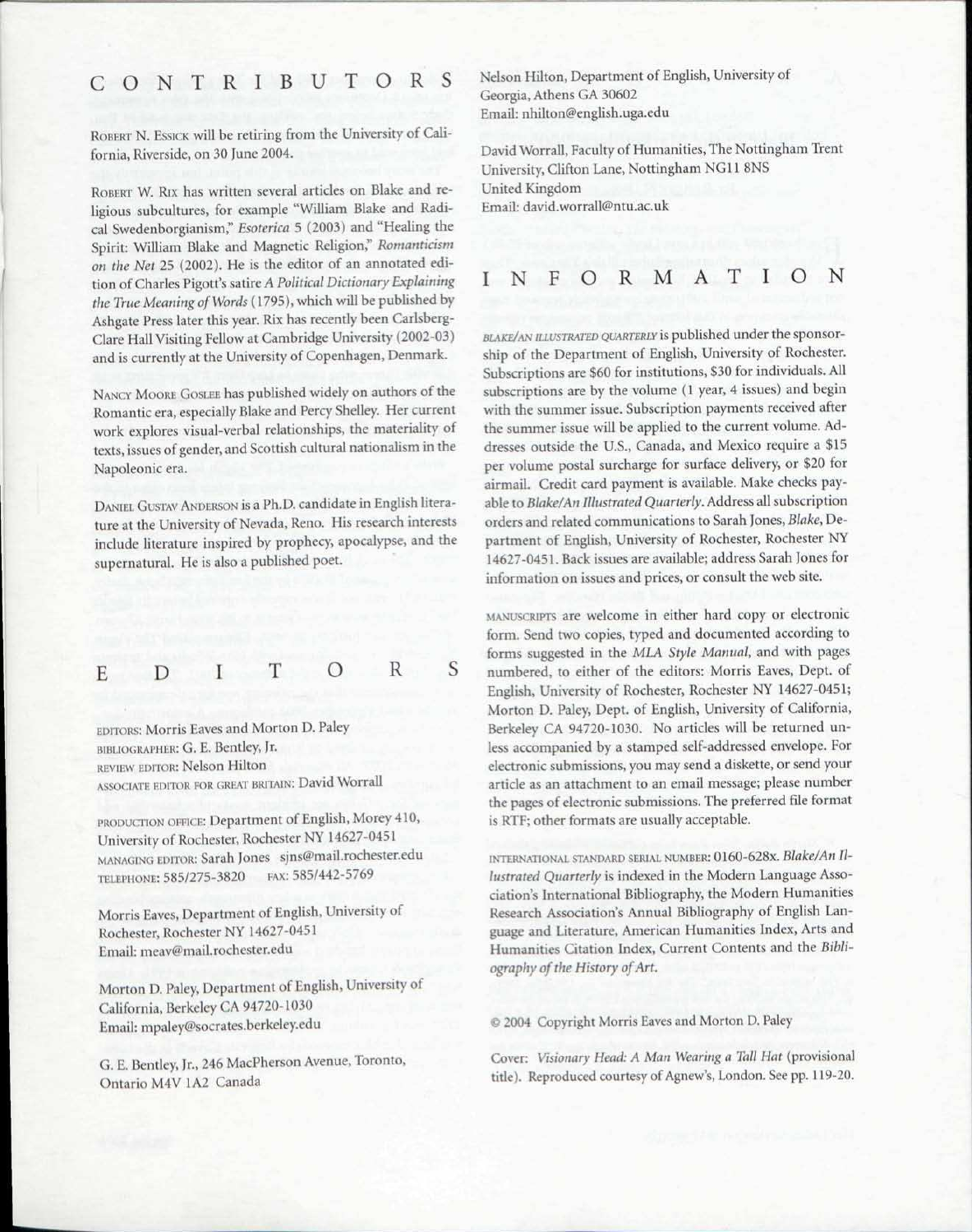## CONTRIBUTORS

ROBERT N. ESSICK will be retiring from the University of California, Riverside, on 30 June 2004.

ROBERT W. RIX has written several articles on Blake and religious subcultures, for example "William Blake and Radical Swedenborgianism," *Esoterica* 5 (2003) and "Healing the Spirit: William Blake and Magnetic Religion," *Romanticism on the Net* 25 (2002). He is the editor of an annotated edition of Charles Pigott's satire *A Political Dictionary Explaining the True Meaning of Words* (1795), which will be published by Ashgate Press later this year. Rix has recently been Carlsberg-Clare Hall Visiting Fellow at Cambridge University (2002-03) and is currently at the University of Copenhagen, Denmark.

NANCY MOORE GOSLEE has published widely on authors of the Romantic era, especially Blake and Percy Shelley. Her current work explores visual-verbal relationships, the materiality of texts, issues of gender, and Scottish cultural nationalism in the Napoleonic era.

DANIEL GUSTAV ANDERSON is a Ph.D. candidate in English literature at the University of Nevada, Reno. His research interests include literature inspired by prophecy, apocalypse, and the supernatural. He is also a published poet.

## EDITORS

EDITORS: Morris Eaves and Morton D. Paley
BIBLIOGRAPHER: G. E. Bentley, Jr.
REVIEW EDITOR: Nelson Hilton
ASSOCIATE EDITOR FOR GREAT BRITAIN: David Worrall

PRODUCTION OFFICE: Department of English, Morey 410, University of Rochester, Rochester NY 14627-0451
MANAGING EDITOR: Sarah Jones sjns@mail.rochester.edu
TELEPHONE: 585/275-3820 FAX: 585/442-5769

Morris Eaves, Department of English, University of Rochester, Rochester NY 14627-0451
Email: meav@mail.rochester.edu

Morton D. Paley, Department of English, University of California, Berkeley CA 94720-1030
Email: mpaley@socrates.berkeley.edu

G. E. Bentley, Jr., 246 MacPherson Avenue, Toronto, Ontario M4V 1A2 Canada

Nelson Hilton, Department of English, University of Georgia, Athens GA 30602
Email: nhilton@english.uga.edu

David Worrall, Faculty of Humanities, The Nottingham Trent University, Clifton Lane, Nottingham NG11 8NS United Kingdom
Email: david.worrall@ntu.ac.uk

## INFORMATION

BLAKE/AN ILLUSTRATED QUARTERLY is published under the sponsorship of the Department of English, University of Rochester. Subscriptions are $60 for institutions, $30 for individuals. All subscriptions are by the volume (1 year, 4 issues) and begin with the summer issue. Subscription payments received after the summer issue will be applied to the current volume. Addresses outside the U.S., Canada, and Mexico require a $15 per volume postal surcharge for surface delivery, or $20 for airmail. Credit card payment is available. Make checks payable to *Blake/An Illustrated Quarterly*. Address all subscription orders and related communications to Sarah Jones, *Blake*, Department of English, University of Rochester, Rochester NY 14627-0451. Back issues are available; address Sarah Jones for information on issues and prices, or consult the web site.

MANUSCRIPTS are welcome in either hard copy or electronic form. Send two copies, typed and documented according to forms suggested in the *MLA Style Manual*, and with pages numbered, to either of the editors: Morris Eaves, Dept. of English, University of Rochester, Rochester NY 14627-0451; Morton D. Paley, Dept. of English, University of California, Berkeley CA 94720-1030. No articles will be returned unless accompanied by a stamped self-addressed envelope. For electronic submissions, you may send a diskette, or send your article as an attachment to an email message; please number the pages of electronic submissions. The preferred file format is RTF; other formats are usually acceptable.

INTERNATIONAL STANDARD SERIAL NUMBER: 0160-628x. *Blake/An Illustrated Quarterly* is indexed in the Modern Language Association's International Bibliography, the Modern Humanities Research Association's Annual Bibliography of English Language and Literature, American Humanities Index, Arts and Humanities Citation Index, Current Contents and the *Bibliography of the History of Art*.

© 2004 Copyright Morris Eaves and Morton D. Paley

Cover: *Visionary Head: A Man Wearing a Tall Hat* (provisional title). Reproduced courtesy of Agnew's, London. See pp. 119-20.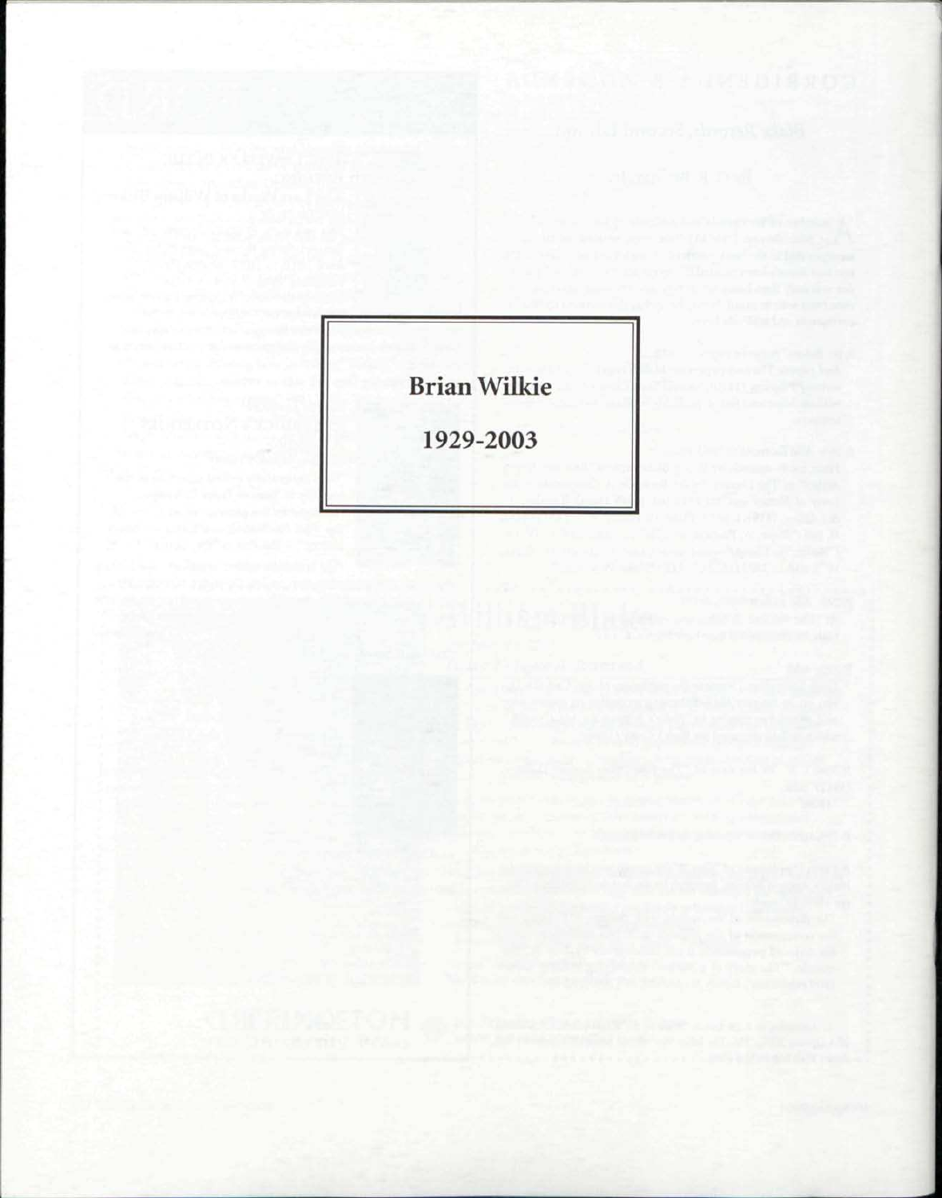**Brian Wilkie**

**1929-2003**